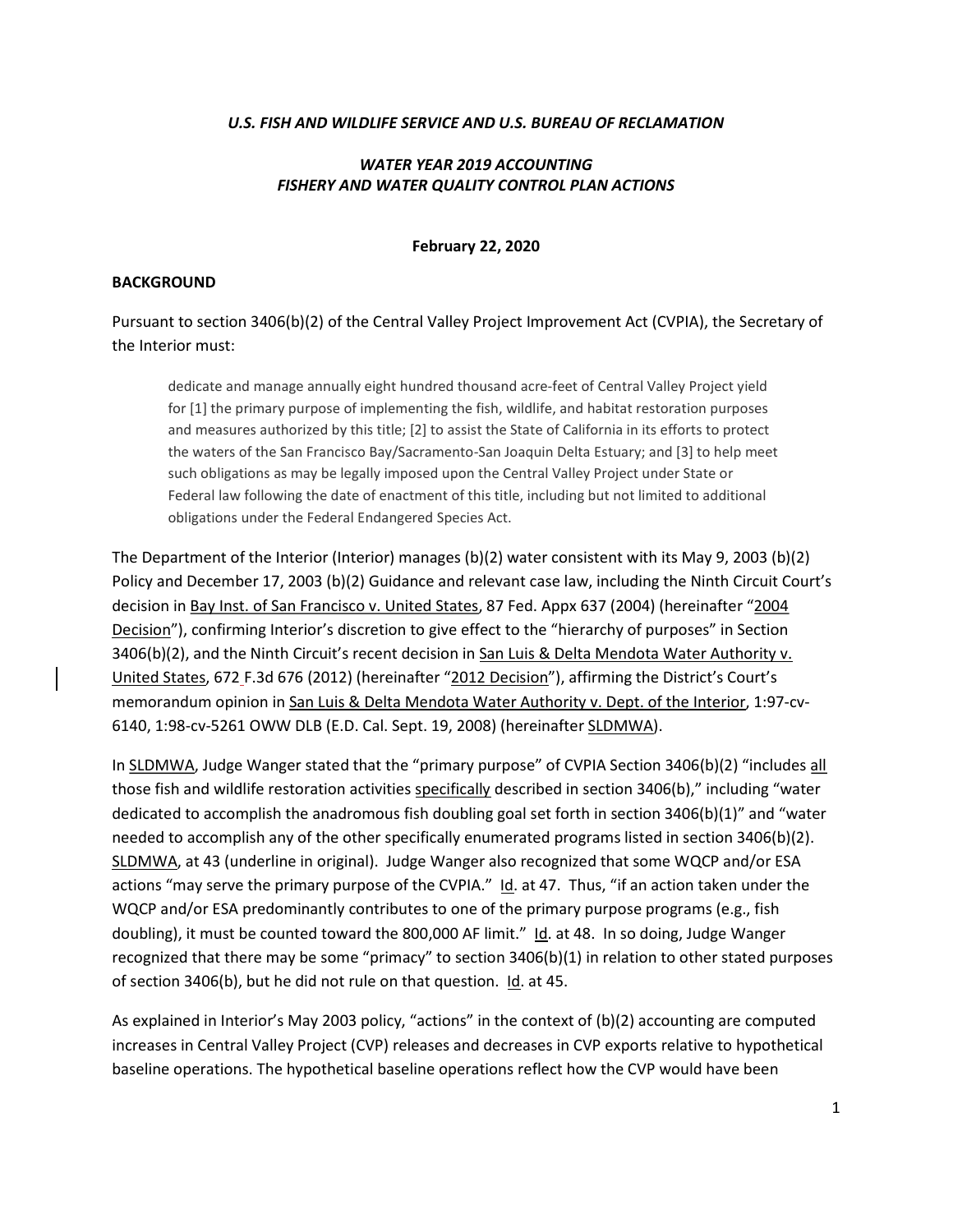*U.S. FISH AND WILDLIFE SERVICE AND U.S. BUREAU OF RECLAMATION*

*WATER YEAR 2019 ACCOUNTING*
*FISHERY AND WATER QUALITY CONTROL PLAN ACTIONS*

**February 22, 2020**

**BACKGROUND**

Pursuant to section 3406(b)(2) of the Central Valley Project Improvement Act (CVPIA), the Secretary of the Interior must:

> dedicate and manage annually eight hundred thousand acre-feet of Central Valley Project yield for [1] the primary purpose of implementing the fish, wildlife, and habitat restoration purposes and measures authorized by this title; [2] to assist the State of California in its efforts to protect the waters of the San Francisco Bay/Sacramento-San Joaquin Delta Estuary; and [3] to help meet such obligations as may be legally imposed upon the Central Valley Project under State or Federal law following the date of enactment of this title, including but not limited to additional obligations under the Federal Endangered Species Act.

The Department of the Interior (Interior) manages (b)(2) water consistent with its May 9, 2003 (b)(2) Policy and December 17, 2003 (b)(2) Guidance and relevant case law, including the Ninth Circuit Court's decision in Bay Inst. of San Francisco v. United States, 87 Fed. Appx 637 (2004) (hereinafter "2004 Decision"), confirming Interior's discretion to give effect to the "hierarchy of purposes" in Section 3406(b)(2), and the Ninth Circuit's recent decision in San Luis & Delta Mendota Water Authority v. United States, 672 F.3d 676 (2012) (hereinafter "2012 Decision"), affirming the District's Court's memorandum opinion in San Luis & Delta Mendota Water Authority v. Dept. of the Interior, 1:97-cv-6140, 1:98-cv-5261 OWW DLB (E.D. Cal. Sept. 19, 2008) (hereinafter SLDMWA).

In SLDMWA, Judge Wanger stated that the "primary purpose" of CVPIA Section 3406(b)(2) "includes all those fish and wildlife restoration activities specifically described in section 3406(b)," including "water dedicated to accomplish the anadromous fish doubling goal set forth in section 3406(b)(1)" and "water needed to accomplish any of the other specifically enumerated programs listed in section 3406(b)(2). SLDMWA, at 43 (underline in original). Judge Wanger also recognized that some WQCP and/or ESA actions "may serve the primary purpose of the CVPIA." Id. at 47. Thus, "if an action taken under the WQCP and/or ESA predominantly contributes to one of the primary purpose programs (e.g., fish doubling), it must be counted toward the 800,000 AF limit." Id. at 48. In so doing, Judge Wanger recognized that there may be some "primacy" to section 3406(b)(1) in relation to other stated purposes of section 3406(b), but he did not rule on that question. Id. at 45.

As explained in Interior's May 2003 policy, "actions" in the context of (b)(2) accounting are computed increases in Central Valley Project (CVP) releases and decreases in CVP exports relative to hypothetical baseline operations. The hypothetical baseline operations reflect how the CVP would have been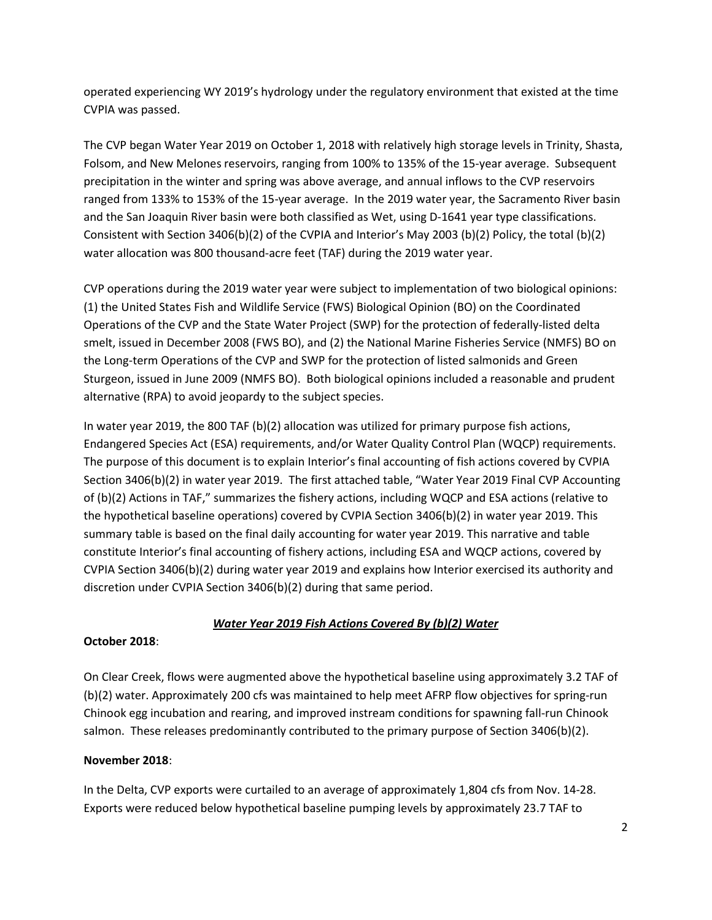operated experiencing WY 2019's hydrology under the regulatory environment that existed at the time CVPIA was passed.

The CVP began Water Year 2019 on October 1, 2018 with relatively high storage levels in Trinity, Shasta, Folsom, and New Melones reservoirs, ranging from 100% to 135% of the 15-year average. Subsequent precipitation in the winter and spring was above average, and annual inflows to the CVP reservoirs ranged from 133% to 153% of the 15-year average. In the 2019 water year, the Sacramento River basin and the San Joaquin River basin were both classified as Wet, using D-1641 year type classifications. Consistent with Section 3406(b)(2) of the CVPIA and Interior's May 2003 (b)(2) Policy, the total (b)(2) water allocation was 800 thousand-acre feet (TAF) during the 2019 water year.

CVP operations during the 2019 water year were subject to implementation of two biological opinions: (1) the United States Fish and Wildlife Service (FWS) Biological Opinion (BO) on the Coordinated Operations of the CVP and the State Water Project (SWP) for the protection of federally-listed delta smelt, issued in December 2008 (FWS BO), and (2) the National Marine Fisheries Service (NMFS) BO on the Long-term Operations of the CVP and SWP for the protection of listed salmonids and Green Sturgeon, issued in June 2009 (NMFS BO). Both biological opinions included a reasonable and prudent alternative (RPA) to avoid jeopardy to the subject species.

In water year 2019, the 800 TAF (b)(2) allocation was utilized for primary purpose fish actions, Endangered Species Act (ESA) requirements, and/or Water Quality Control Plan (WQCP) requirements. The purpose of this document is to explain Interior's final accounting of fish actions covered by CVPIA Section 3406(b)(2) in water year 2019. The first attached table, "Water Year 2019 Final CVP Accounting of (b)(2) Actions in TAF," summarizes the fishery actions, including WQCP and ESA actions (relative to the hypothetical baseline operations) covered by CVPIA Section 3406(b)(2) in water year 2019. This summary table is based on the final daily accounting for water year 2019. This narrative and table constitute Interior's final accounting of fishery actions, including ESA and WQCP actions, covered by CVPIA Section 3406(b)(2) during water year 2019 and explains how Interior exercised its authority and discretion under CVPIA Section 3406(b)(2) during that same period.

## ***Water Year 2019 Fish Actions Covered By (b)(2) Water***

**October 2018**:

On Clear Creek, flows were augmented above the hypothetical baseline using approximately 3.2 TAF of (b)(2) water. Approximately 200 cfs was maintained to help meet AFRP flow objectives for spring-run Chinook egg incubation and rearing, and improved instream conditions for spawning fall-run Chinook salmon. These releases predominantly contributed to the primary purpose of Section 3406(b)(2).

**November 2018**:

In the Delta, CVP exports were curtailed to an average of approximately 1,804 cfs from Nov. 14-28. Exports were reduced below hypothetical baseline pumping levels by approximately 23.7 TAF to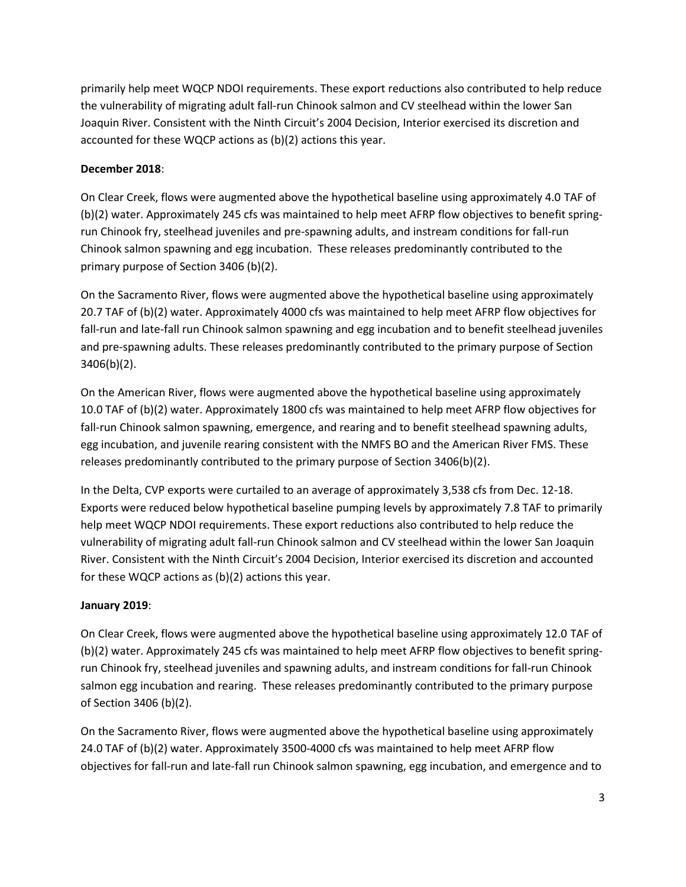primarily help meet WQCP NDOI requirements. These export reductions also contributed to help reduce the vulnerability of migrating adult fall-run Chinook salmon and CV steelhead within the lower San Joaquin River. Consistent with the Ninth Circuit's 2004 Decision, Interior exercised its discretion and accounted for these WQCP actions as (b)(2) actions this year.

**December 2018**:

On Clear Creek, flows were augmented above the hypothetical baseline using approximately 4.0 TAF of (b)(2) water. Approximately 245 cfs was maintained to help meet AFRP flow objectives to benefit spring-run Chinook fry, steelhead juveniles and pre-spawning adults, and instream conditions for fall-run Chinook salmon spawning and egg incubation. These releases predominantly contributed to the primary purpose of Section 3406 (b)(2).

On the Sacramento River, flows were augmented above the hypothetical baseline using approximately 20.7 TAF of (b)(2) water. Approximately 4000 cfs was maintained to help meet AFRP flow objectives for fall-run and late-fall run Chinook salmon spawning and egg incubation and to benefit steelhead juveniles and pre-spawning adults. These releases predominantly contributed to the primary purpose of Section 3406(b)(2).

On the American River, flows were augmented above the hypothetical baseline using approximately 10.0 TAF of (b)(2) water. Approximately 1800 cfs was maintained to help meet AFRP flow objectives for fall-run Chinook salmon spawning, emergence, and rearing and to benefit steelhead spawning adults, egg incubation, and juvenile rearing consistent with the NMFS BO and the American River FMS. These releases predominantly contributed to the primary purpose of Section 3406(b)(2).

In the Delta, CVP exports were curtailed to an average of approximately 3,538 cfs from Dec. 12-18. Exports were reduced below hypothetical baseline pumping levels by approximately 7.8 TAF to primarily help meet WQCP NDOI requirements. These export reductions also contributed to help reduce the vulnerability of migrating adult fall-run Chinook salmon and CV steelhead within the lower San Joaquin River. Consistent with the Ninth Circuit's 2004 Decision, Interior exercised its discretion and accounted for these WQCP actions as (b)(2) actions this year.

**January 2019**:

On Clear Creek, flows were augmented above the hypothetical baseline using approximately 12.0 TAF of (b)(2) water. Approximately 245 cfs was maintained to help meet AFRP flow objectives to benefit spring-run Chinook fry, steelhead juveniles and spawning adults, and instream conditions for fall-run Chinook salmon egg incubation and rearing. These releases predominantly contributed to the primary purpose of Section 3406 (b)(2).

On the Sacramento River, flows were augmented above the hypothetical baseline using approximately 24.0 TAF of (b)(2) water. Approximately 3500-4000 cfs was maintained to help meet AFRP flow objectives for fall-run and late-fall run Chinook salmon spawning, egg incubation, and emergence and to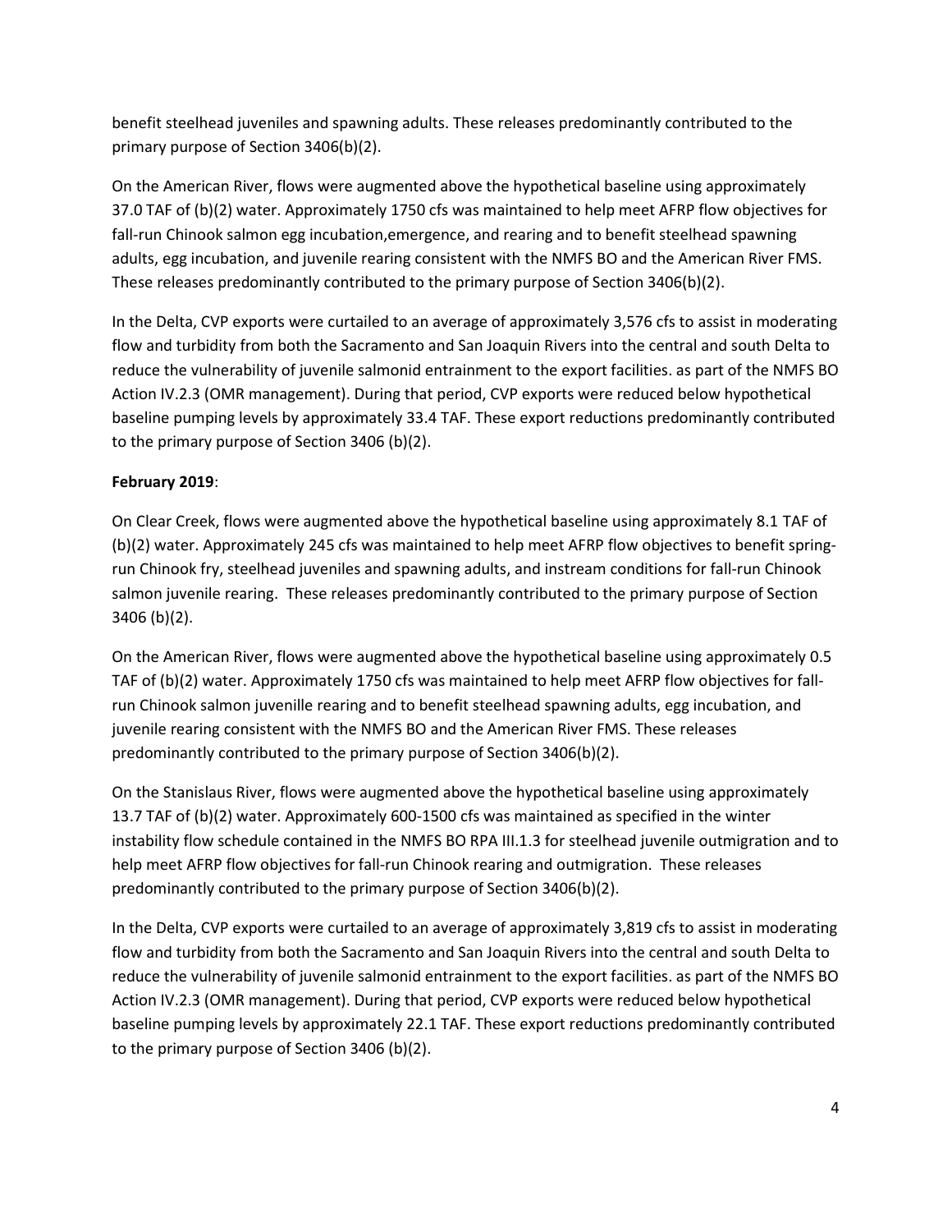benefit steelhead juveniles and spawning adults. These releases predominantly contributed to the primary purpose of Section 3406(b)(2).

On the American River, flows were augmented above the hypothetical baseline using approximately 37.0 TAF of (b)(2) water. Approximately 1750 cfs was maintained to help meet AFRP flow objectives for fall-run Chinook salmon egg incubation,emergence, and rearing and to benefit steelhead spawning adults, egg incubation, and juvenile rearing consistent with the NMFS BO and the American River FMS. These releases predominantly contributed to the primary purpose of Section 3406(b)(2).

In the Delta, CVP exports were curtailed to an average of approximately 3,576 cfs to assist in moderating flow and turbidity from both the Sacramento and San Joaquin Rivers into the central and south Delta to reduce the vulnerability of juvenile salmonid entrainment to the export facilities. as part of the NMFS BO Action IV.2.3 (OMR management). During that period, CVP exports were reduced below hypothetical baseline pumping levels by approximately 33.4 TAF. These export reductions predominantly contributed to the primary purpose of Section 3406 (b)(2).

**February 2019**:

On Clear Creek, flows were augmented above the hypothetical baseline using approximately 8.1 TAF of (b)(2) water. Approximately 245 cfs was maintained to help meet AFRP flow objectives to benefit spring-run Chinook fry, steelhead juveniles and spawning adults, and instream conditions for fall-run Chinook salmon juvenile rearing. These releases predominantly contributed to the primary purpose of Section 3406 (b)(2).

On the American River, flows were augmented above the hypothetical baseline using approximately 0.5 TAF of (b)(2) water. Approximately 1750 cfs was maintained to help meet AFRP flow objectives for fall-run Chinook salmon juvenille rearing and to benefit steelhead spawning adults, egg incubation, and juvenile rearing consistent with the NMFS BO and the American River FMS. These releases predominantly contributed to the primary purpose of Section 3406(b)(2).

On the Stanislaus River, flows were augmented above the hypothetical baseline using approximately 13.7 TAF of (b)(2) water. Approximately 600-1500 cfs was maintained as specified in the winter instability flow schedule contained in the NMFS BO RPA III.1.3 for steelhead juvenile outmigration and to help meet AFRP flow objectives for fall-run Chinook rearing and outmigration. These releases predominantly contributed to the primary purpose of Section 3406(b)(2).

In the Delta, CVP exports were curtailed to an average of approximately 3,819 cfs to assist in moderating flow and turbidity from both the Sacramento and San Joaquin Rivers into the central and south Delta to reduce the vulnerability of juvenile salmonid entrainment to the export facilities. as part of the NMFS BO Action IV.2.3 (OMR management). During that period, CVP exports were reduced below hypothetical baseline pumping levels by approximately 22.1 TAF. These export reductions predominantly contributed to the primary purpose of Section 3406 (b)(2).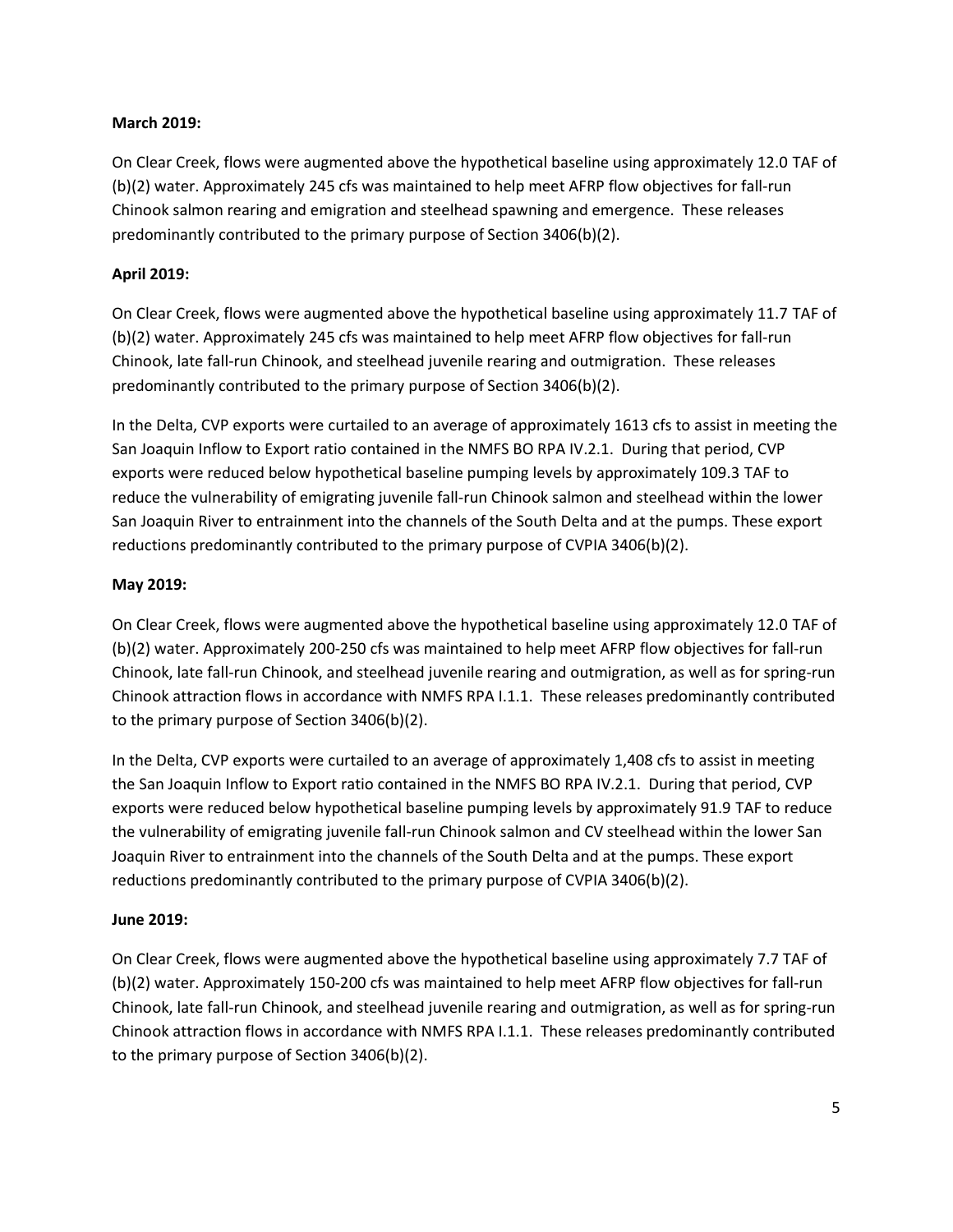**March 2019:**

On Clear Creek, flows were augmented above the hypothetical baseline using approximately 12.0 TAF of (b)(2) water. Approximately 245 cfs was maintained to help meet AFRP flow objectives for fall-run Chinook salmon rearing and emigration and steelhead spawning and emergence. These releases predominantly contributed to the primary purpose of Section 3406(b)(2).

**April 2019:**

On Clear Creek, flows were augmented above the hypothetical baseline using approximately 11.7 TAF of (b)(2) water. Approximately 245 cfs was maintained to help meet AFRP flow objectives for fall-run Chinook, late fall-run Chinook, and steelhead juvenile rearing and outmigration. These releases predominantly contributed to the primary purpose of Section 3406(b)(2).

In the Delta, CVP exports were curtailed to an average of approximately 1613 cfs to assist in meeting the San Joaquin Inflow to Export ratio contained in the NMFS BO RPA IV.2.1. During that period, CVP exports were reduced below hypothetical baseline pumping levels by approximately 109.3 TAF to reduce the vulnerability of emigrating juvenile fall-run Chinook salmon and steelhead within the lower San Joaquin River to entrainment into the channels of the South Delta and at the pumps. These export reductions predominantly contributed to the primary purpose of CVPIA 3406(b)(2).

**May 2019:**

On Clear Creek, flows were augmented above the hypothetical baseline using approximately 12.0 TAF of (b)(2) water. Approximately 200-250 cfs was maintained to help meet AFRP flow objectives for fall-run Chinook, late fall-run Chinook, and steelhead juvenile rearing and outmigration, as well as for spring-run Chinook attraction flows in accordance with NMFS RPA I.1.1. These releases predominantly contributed to the primary purpose of Section 3406(b)(2).

In the Delta, CVP exports were curtailed to an average of approximately 1,408 cfs to assist in meeting the San Joaquin Inflow to Export ratio contained in the NMFS BO RPA IV.2.1. During that period, CVP exports were reduced below hypothetical baseline pumping levels by approximately 91.9 TAF to reduce the vulnerability of emigrating juvenile fall-run Chinook salmon and CV steelhead within the lower San Joaquin River to entrainment into the channels of the South Delta and at the pumps. These export reductions predominantly contributed to the primary purpose of CVPIA 3406(b)(2).

**June 2019:**

On Clear Creek, flows were augmented above the hypothetical baseline using approximately 7.7 TAF of (b)(2) water. Approximately 150-200 cfs was maintained to help meet AFRP flow objectives for fall-run Chinook, late fall-run Chinook, and steelhead juvenile rearing and outmigration, as well as for spring-run Chinook attraction flows in accordance with NMFS RPA I.1.1. These releases predominantly contributed to the primary purpose of Section 3406(b)(2).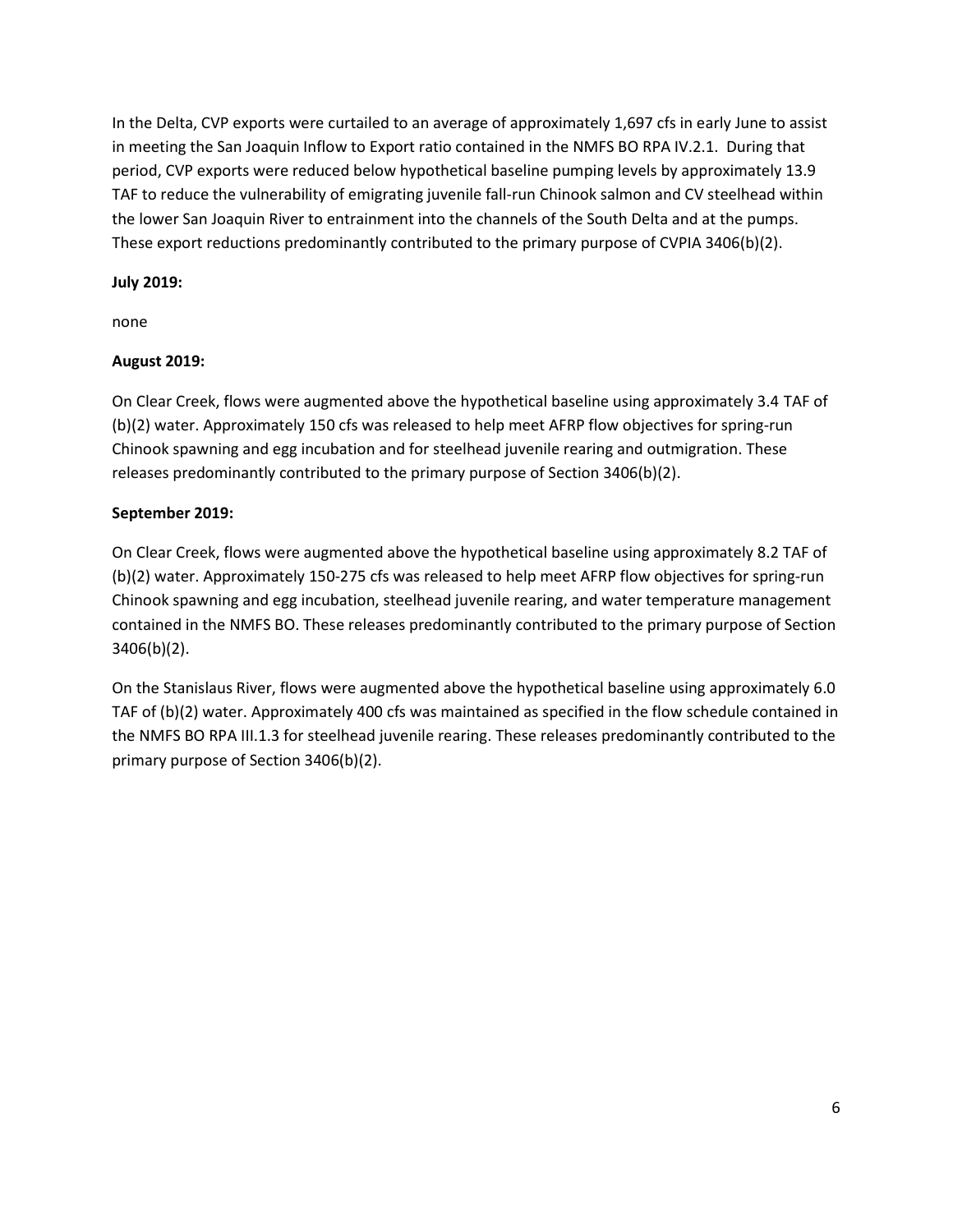In the Delta, CVP exports were curtailed to an average of approximately 1,697 cfs in early June to assist in meeting the San Joaquin Inflow to Export ratio contained in the NMFS BO RPA IV.2.1. During that period, CVP exports were reduced below hypothetical baseline pumping levels by approximately 13.9 TAF to reduce the vulnerability of emigrating juvenile fall-run Chinook salmon and CV steelhead within the lower San Joaquin River to entrainment into the channels of the South Delta and at the pumps. These export reductions predominantly contributed to the primary purpose of CVPIA 3406(b)(2).

**July 2019:**

none

**August 2019:**

On Clear Creek, flows were augmented above the hypothetical baseline using approximately 3.4 TAF of (b)(2) water. Approximately 150 cfs was released to help meet AFRP flow objectives for spring-run Chinook spawning and egg incubation and for steelhead juvenile rearing and outmigration. These releases predominantly contributed to the primary purpose of Section 3406(b)(2).

**September 2019:**

On Clear Creek, flows were augmented above the hypothetical baseline using approximately 8.2 TAF of (b)(2) water. Approximately 150-275 cfs was released to help meet AFRP flow objectives for spring-run Chinook spawning and egg incubation, steelhead juvenile rearing, and water temperature management contained in the NMFS BO. These releases predominantly contributed to the primary purpose of Section 3406(b)(2).

On the Stanislaus River, flows were augmented above the hypothetical baseline using approximately 6.0 TAF of (b)(2) water. Approximately 400 cfs was maintained as specified in the flow schedule contained in the NMFS BO RPA III.1.3 for steelhead juvenile rearing. These releases predominantly contributed to the primary purpose of Section 3406(b)(2).